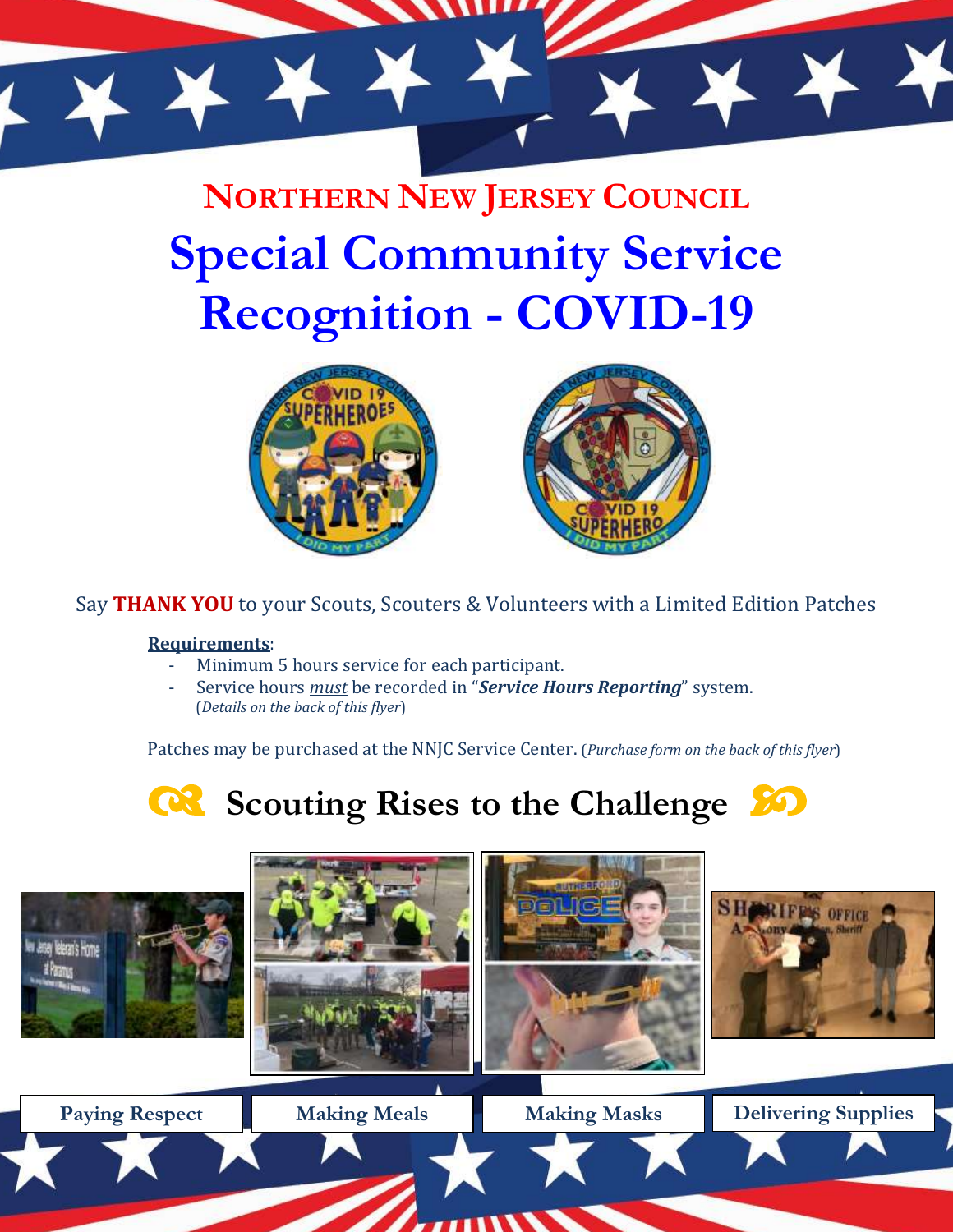# NORTHERN NEW JERSEY COUNCIL

# Special Community Service Recognition - COVID-19

Say **THANK YOU** to your Scouts, Scouters & Volunteers with a Limited Edition Patches

**Requirements**:

- Minimum 5 hours service for each participant.
- Service hours *must* be recorded in "***Service Hours Reporting***" system. (*Details on the back of this flyer*)

Patches may be purchased at the NNJC Service Center. (*Purchase form on the back of this flyer*)

## Scouting Rises to the Challenge

Paying Respect | Making Meals | Making Masks | Delivering Supplies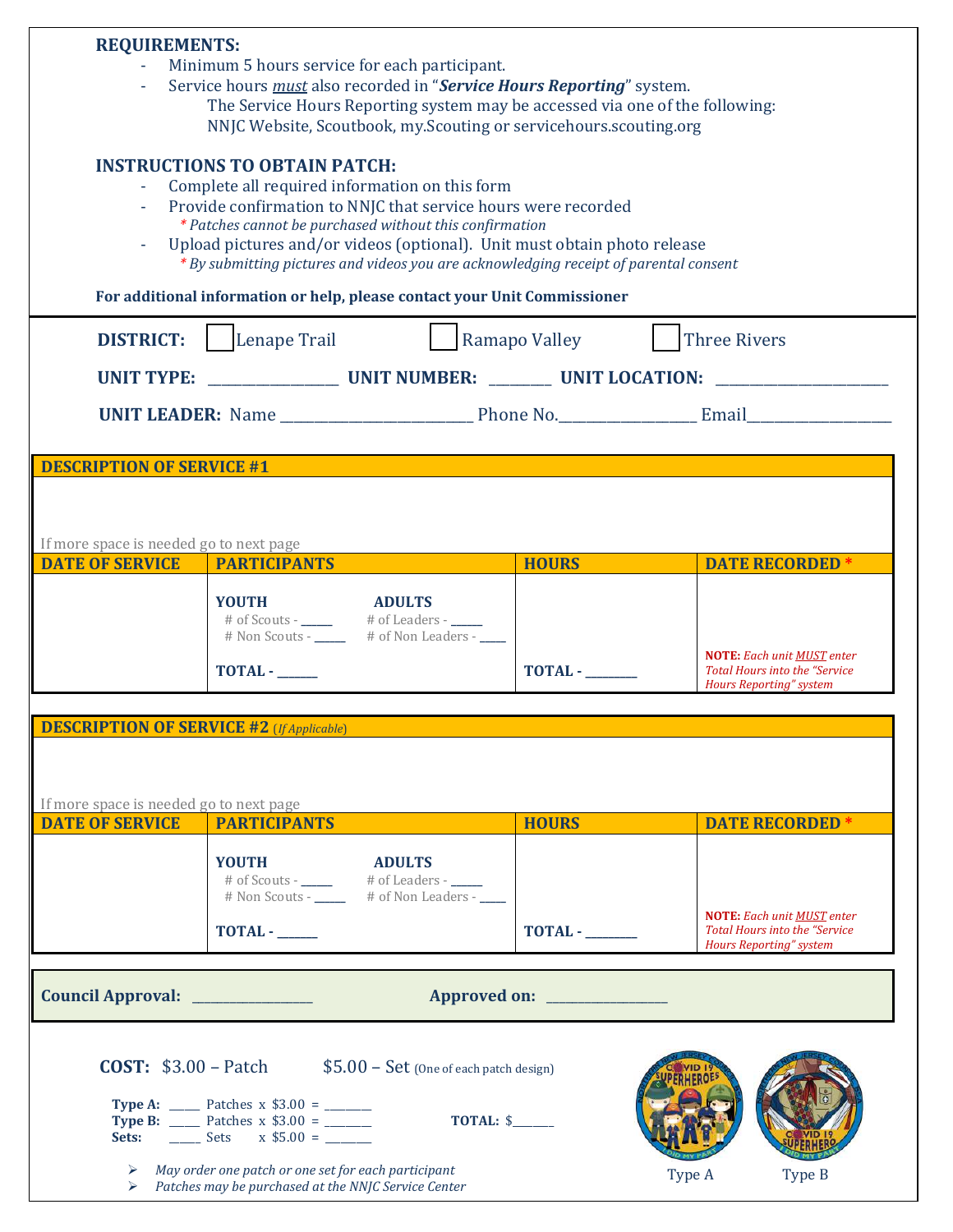**REQUIREMENTS:**

- Minimum 5 hours service for each participant.
- Service hours *must* also recorded in "***Service Hours Reporting***" system.
  The Service Hours Reporting system may be accessed via one of the following: NNJC Website, Scoutbook, my.Scouting or servicehours.scouting.org

**INSTRUCTIONS TO OBTAIN PATCH:**

- Complete all required information on this form
- Provide confirmation to NNJC that service hours were recorded
  *\* Patches cannot be purchased without this confirmation*
- Upload pictures and/or videos (optional). Unit must obtain photo release
  *\* By submitting pictures and videos you are acknowledging receipt of parental consent*

**For additional information or help, please contact your Unit Commissioner**

---

**DISTRICT:** ☐ Lenape Trail ☐ Ramapo Valley ☐ Three Rivers

**UNIT TYPE:** ________________ **UNIT NUMBER:** ________ **UNIT LOCATION:** ________________________

**UNIT LEADER:** Name ________________________ Phone No.________________ Email__________________

**DESCRIPTION OF SERVICE #1**

If more space is needed go to next page

| DATE OF SERVICE | PARTICIPANTS | HOURS | DATE RECORDED * |
|---|---|---|---|
| | **YOUTH** # of Scouts - _____ # Non Scouts - _____ **ADULTS** # of Leaders - _____ # of Non Leaders - _____ **TOTAL -** ______ | **TOTAL -** ________ | **NOTE:** *Each unit MUST enter Total Hours into the "Service Hours Reporting" system* |

**DESCRIPTION OF SERVICE #2** (*If Applicable*)

If more space is needed go to next page

| DATE OF SERVICE | PARTICIPANTS | HOURS | DATE RECORDED * |
|---|---|---|---|
| | **YOUTH** # of Scouts - _____ # Non Scouts - _____ **ADULTS** # of Leaders - _____ # of Non Leaders - _____ **TOTAL -** ______ | **TOTAL -** ________ | **NOTE:** *Each unit MUST enter Total Hours into the "Service Hours Reporting" system* |

**Council Approval:** __________________ **Approved on:** __________________

**COST:** $3.00 – Patch $5.00 – Set (One of each patch design)

**Type A:** _____ Patches x $3.00 = ________
**Type B:** _____ Patches x $3.00 = ________
**Sets:** _____ Sets x $5.00 = ________

**TOTAL:** $_______

- *May order one patch or one set for each participant*
- *Patches may be purchased at the NNJC Service Center*

Type A Type B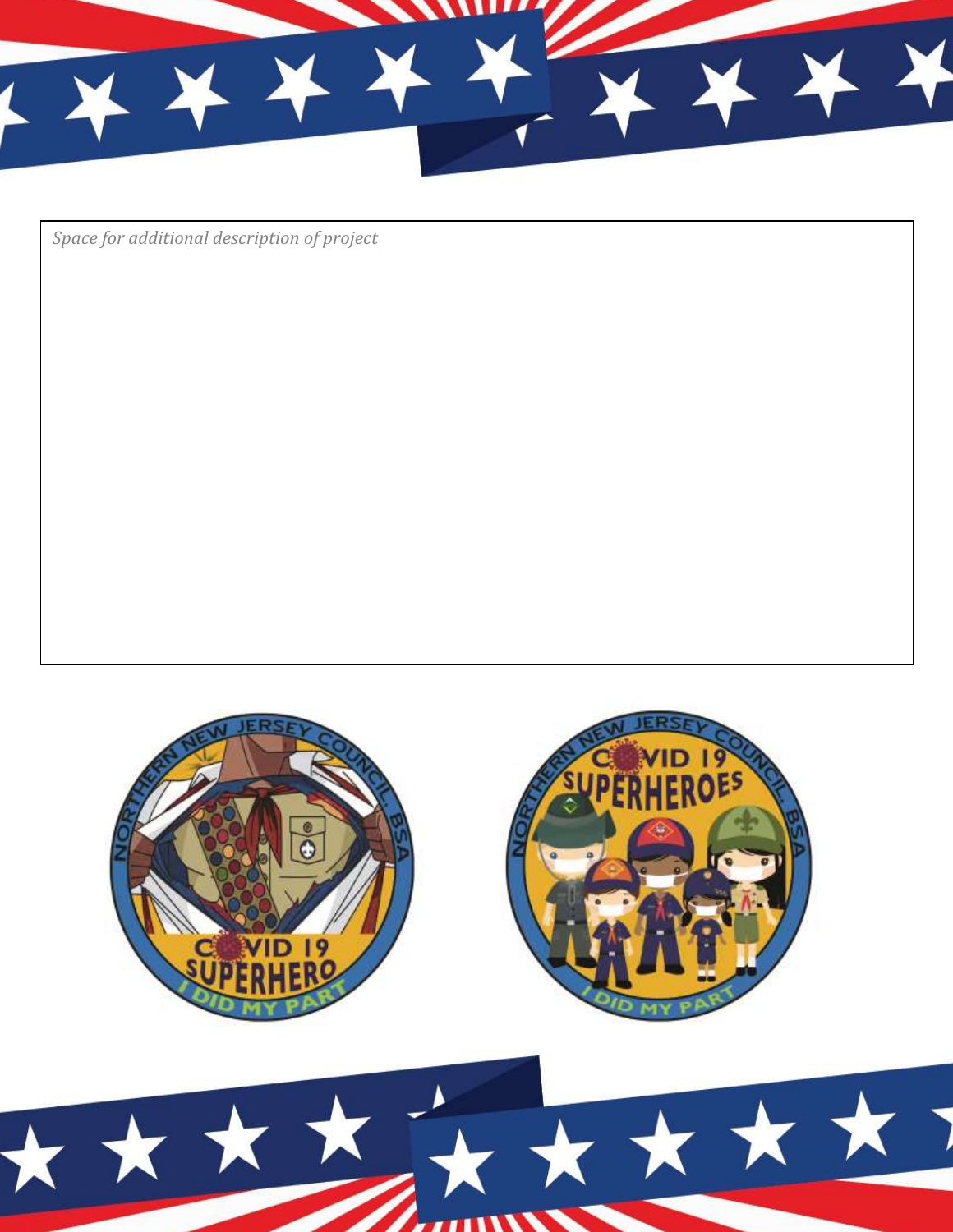*Space for additional description of project*